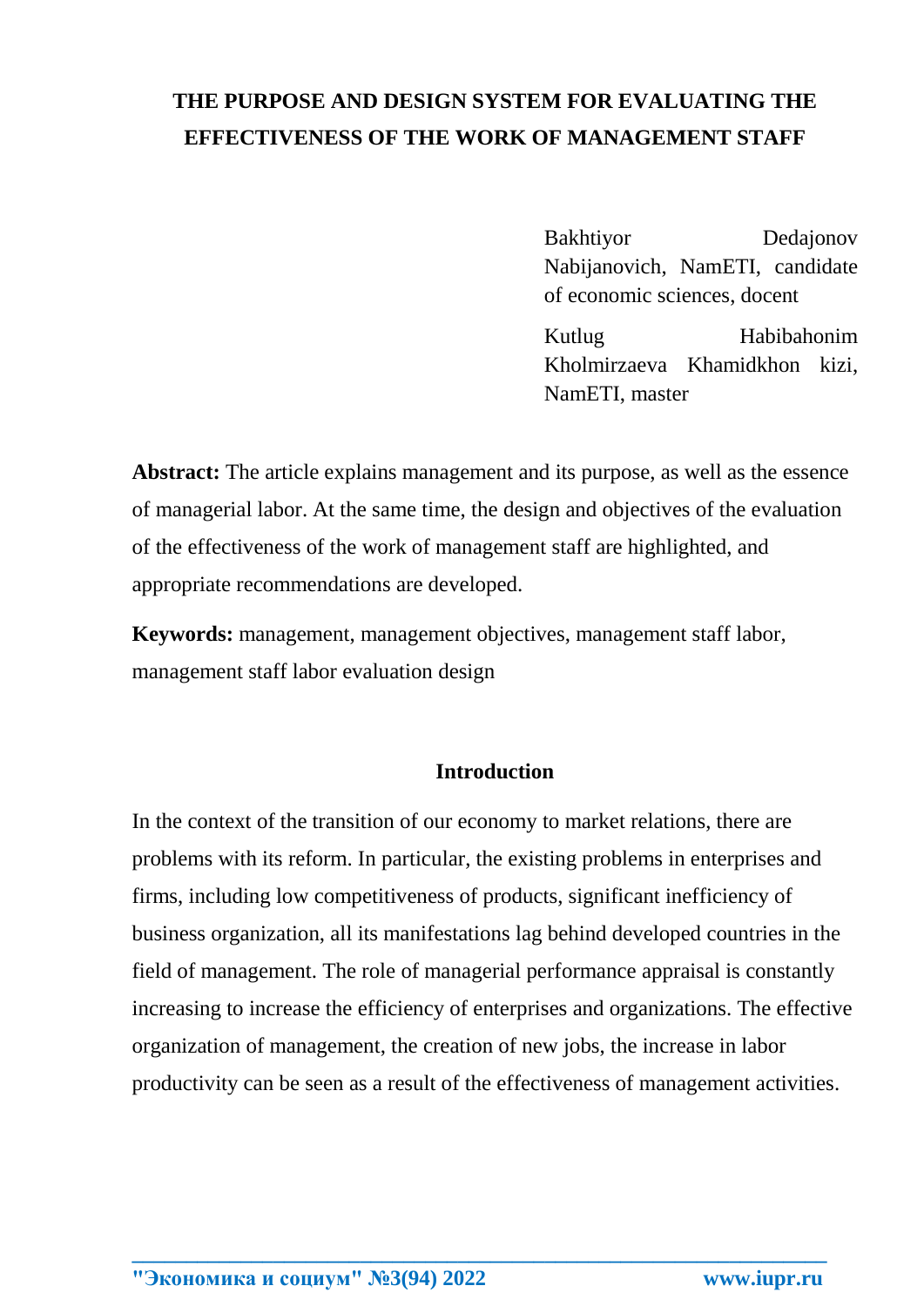# THE PURPOSE AND DESIGN SYSTEM FOR EVALUATING THE EFFECTIVENESS OF THE WORK OF MANAGEMENT STAFF

Bakhtiyor Dedajonov Nabijanovich, NamETI, candidate of economic sciences, docent

Kutlug Habibahonim Kholmirzaeva Khamidkhon kizi, NamETI, master

**Abstract:** The article explains management and its purpose, as well as the essence of managerial labor. At the same time, the design and objectives of the evaluation of the effectiveness of the work of management staff are highlighted, and appropriate recommendations are developed.

**Keywords:** management, management objectives, management staff labor, management staff labor evaluation design

## Introduction

In the context of the transition of our economy to market relations, there are problems with its reform. In particular, the existing problems in enterprises and firms, including low competitiveness of products, significant inefficiency of business organization, all its manifestations lag behind developed countries in the field of management. The role of managerial performance appraisal is constantly increasing to increase the efficiency of enterprises and organizations. The effective organization of management, the creation of new jobs, the increase in labor productivity can be seen as a result of the effectiveness of management activities.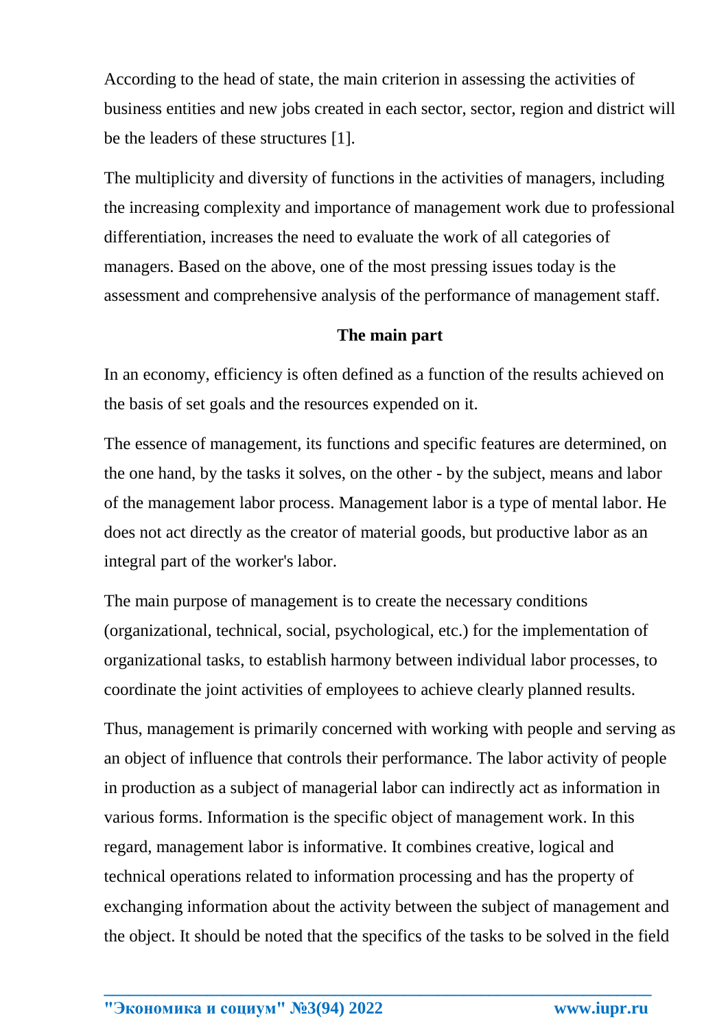According to the head of state, the main criterion in assessing the activities of business entities and new jobs created in each sector, sector, region and district will be the leaders of these structures [1].

The multiplicity and diversity of functions in the activities of managers, including the increasing complexity and importance of management work due to professional differentiation, increases the need to evaluate the work of all categories of managers. Based on the above, one of the most pressing issues today is the assessment and comprehensive analysis of the performance of management staff.

## The main part

In an economy, efficiency is often defined as a function of the results achieved on the basis of set goals and the resources expended on it.

The essence of management, its functions and specific features are determined, on the one hand, by the tasks it solves, on the other - by the subject, means and labor of the management labor process. Management labor is a type of mental labor. He does not act directly as the creator of material goods, but productive labor as an integral part of the worker's labor.

The main purpose of management is to create the necessary conditions (organizational, technical, social, psychological, etc.) for the implementation of organizational tasks, to establish harmony between individual labor processes, to coordinate the joint activities of employees to achieve clearly planned results.

Thus, management is primarily concerned with working with people and serving as an object of influence that controls their performance. The labor activity of people in production as a subject of managerial labor can indirectly act as information in various forms. Information is the specific object of management work. In this regard, management labor is informative. It combines creative, logical and technical operations related to information processing and has the property of exchanging information about the activity between the subject of management and the object. It should be noted that the specifics of the tasks to be solved in the field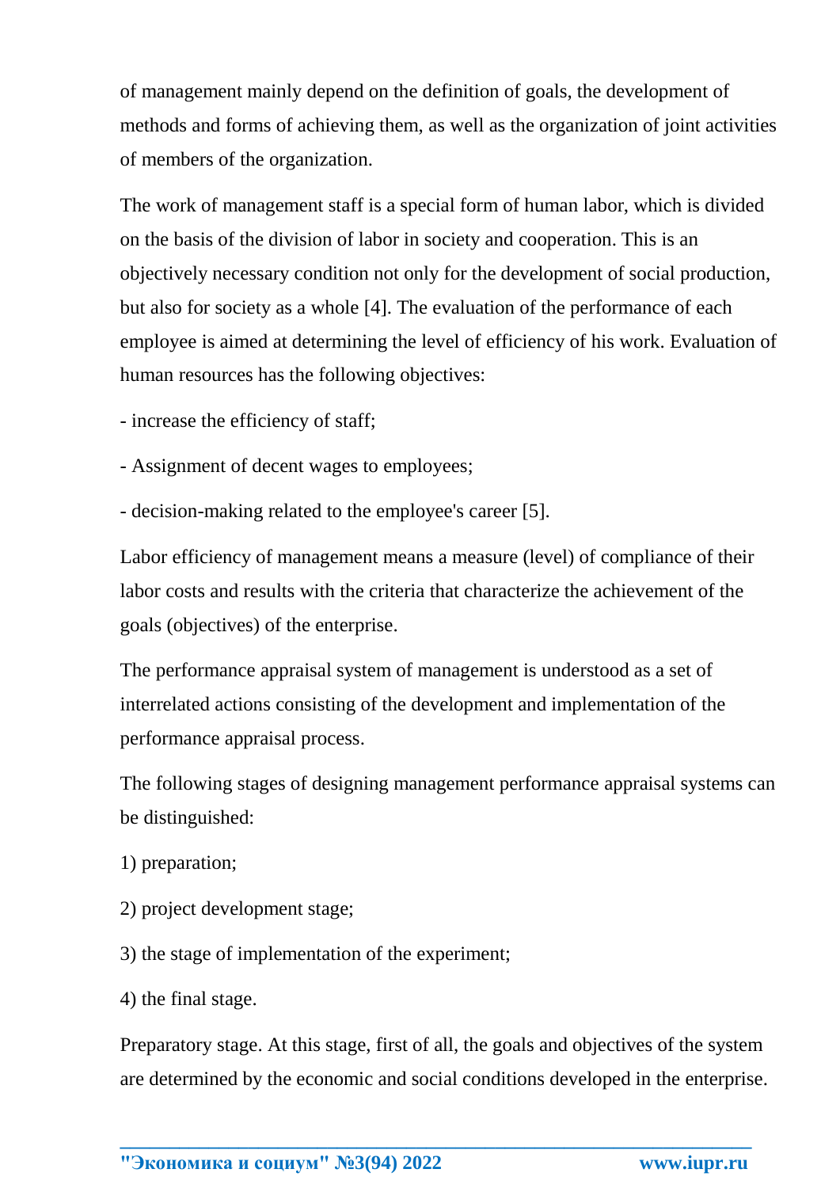of management mainly depend on the definition of goals, the development of methods and forms of achieving them, as well as the organization of joint activities of members of the organization.

The work of management staff is a special form of human labor, which is divided on the basis of the division of labor in society and cooperation. This is an objectively necessary condition not only for the development of social production, but also for society as a whole [4]. The evaluation of the performance of each employee is aimed at determining the level of efficiency of his work. Evaluation of human resources has the following objectives:

- increase the efficiency of staff;
- Assignment of decent wages to employees;
- decision-making related to the employee's career [5].

Labor efficiency of management means a measure (level) of compliance of their labor costs and results with the criteria that characterize the achievement of the goals (objectives) of the enterprise.

The performance appraisal system of management is understood as a set of interrelated actions consisting of the development and implementation of the performance appraisal process.

The following stages of designing management performance appraisal systems can be distinguished:

1) preparation;
2) project development stage;
3) the stage of implementation of the experiment;
4) the final stage.

Preparatory stage. At this stage, first of all, the goals and objectives of the system are determined by the economic and social conditions developed in the enterprise.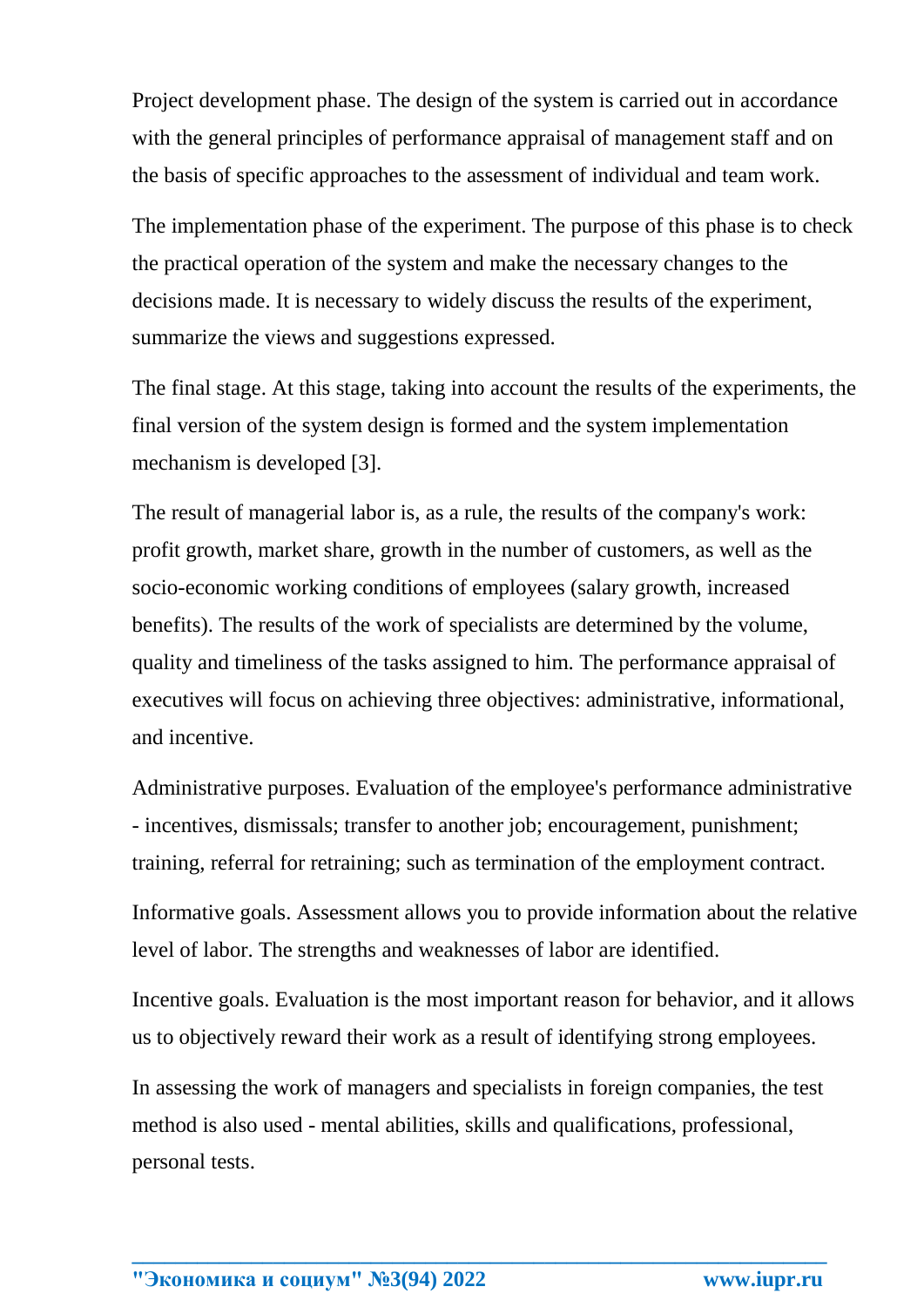Project development phase. The design of the system is carried out in accordance with the general principles of performance appraisal of management staff and on the basis of specific approaches to the assessment of individual and team work.

The implementation phase of the experiment. The purpose of this phase is to check the practical operation of the system and make the necessary changes to the decisions made. It is necessary to widely discuss the results of the experiment, summarize the views and suggestions expressed.

The final stage. At this stage, taking into account the results of the experiments, the final version of the system design is formed and the system implementation mechanism is developed [3].

The result of managerial labor is, as a rule, the results of the company's work: profit growth, market share, growth in the number of customers, as well as the socio-economic working conditions of employees (salary growth, increased benefits). The results of the work of specialists are determined by the volume, quality and timeliness of the tasks assigned to him. The performance appraisal of executives will focus on achieving three objectives: administrative, informational, and incentive.

Administrative purposes. Evaluation of the employee's performance administrative - incentives, dismissals; transfer to another job; encouragement, punishment; training, referral for retraining; such as termination of the employment contract.

Informative goals. Assessment allows you to provide information about the relative level of labor. The strengths and weaknesses of labor are identified.

Incentive goals. Evaluation is the most important reason for behavior, and it allows us to objectively reward their work as a result of identifying strong employees.

In assessing the work of managers and specialists in foreign companies, the test method is also used - mental abilities, skills and qualifications, professional, personal tests.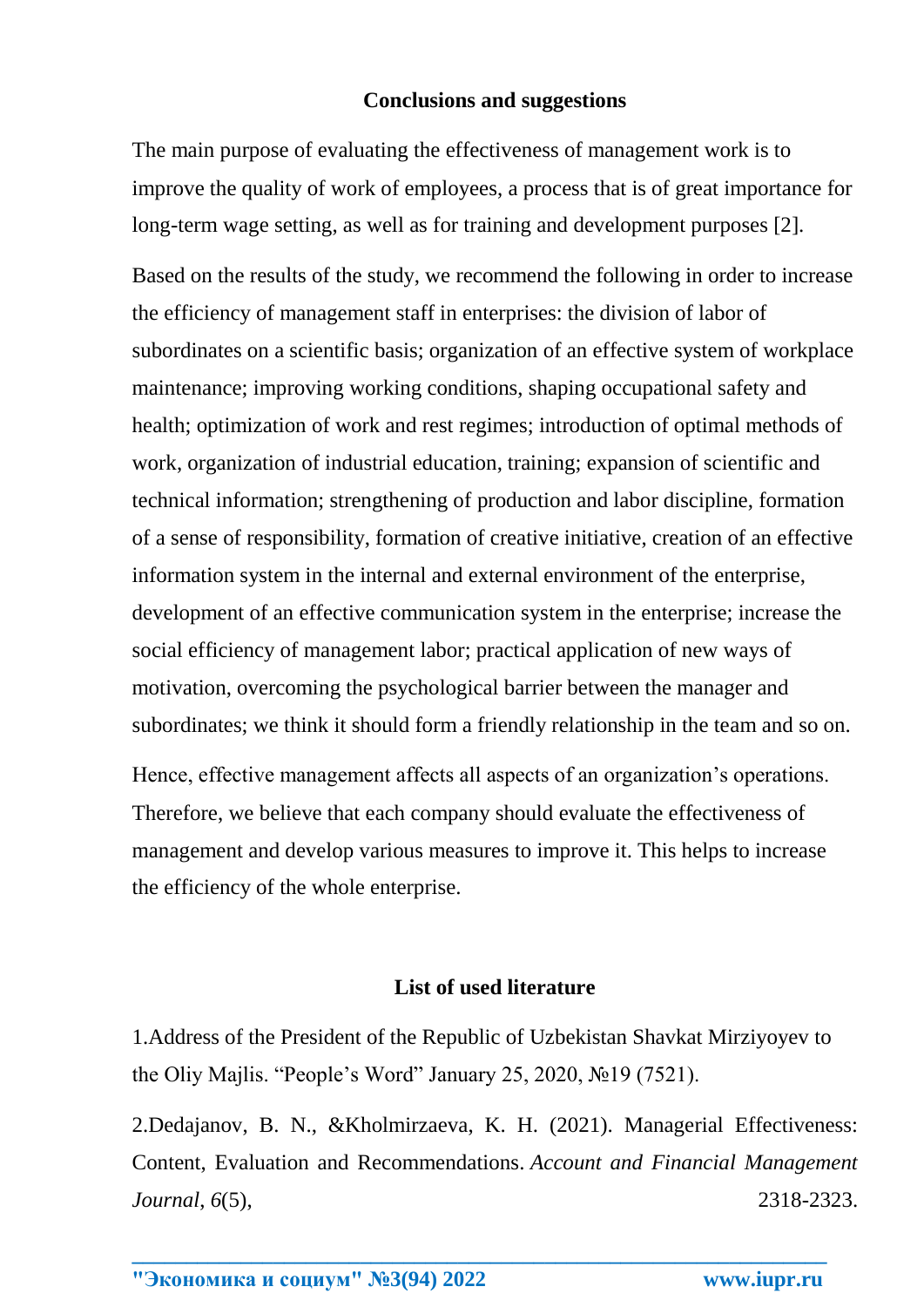## Conclusions and suggestions

The main purpose of evaluating the effectiveness of management work is to improve the quality of work of employees, a process that is of great importance for long-term wage setting, as well as for training and development purposes [2].

Based on the results of the study, we recommend the following in order to increase the efficiency of management staff in enterprises: the division of labor of subordinates on a scientific basis; organization of an effective system of workplace maintenance; improving working conditions, shaping occupational safety and health; optimization of work and rest regimes; introduction of optimal methods of work, organization of industrial education, training; expansion of scientific and technical information; strengthening of production and labor discipline, formation of a sense of responsibility, formation of creative initiative, creation of an effective information system in the internal and external environment of the enterprise, development of an effective communication system in the enterprise; increase the social efficiency of management labor; practical application of new ways of motivation, overcoming the psychological barrier between the manager and subordinates; we think it should form a friendly relationship in the team and so on.

Hence, effective management affects all aspects of an organization's operations. Therefore, we believe that each company should evaluate the effectiveness of management and develop various measures to improve it. This helps to increase the efficiency of the whole enterprise.

## List of used literature

1.Address of the President of the Republic of Uzbekistan Shavkat Mirziyoyev to the Oliy Majlis. "People's Word" January 25, 2020, №19 (7521).

2.Dedajanov, B. N., &Kholmirzaeva, K. H. (2021). Managerial Effectiveness: Content, Evaluation and Recommendations. *Account and Financial Management Journal*, *6*(5), 2318-2323.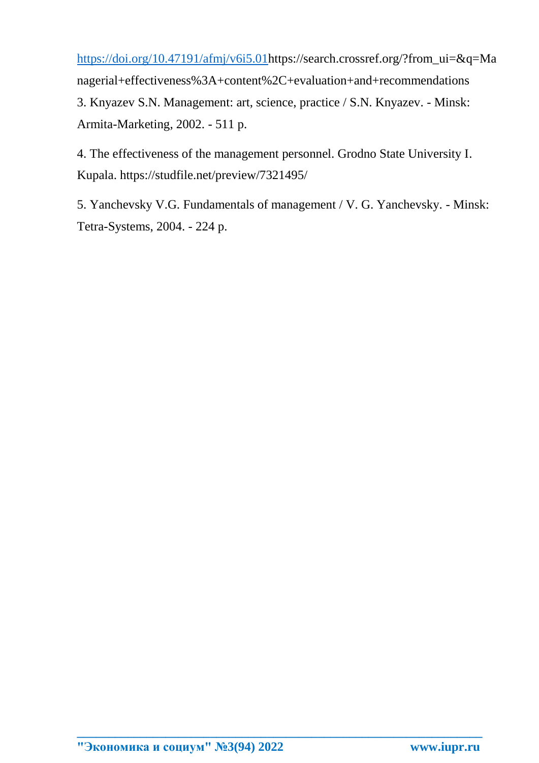https://doi.org/10.47191/afmj/v6i5.01https://search.crossref.org/?from_ui=&q=Managerial+effectiveness%3A+content%2C+evaluation+and+recommendations

3. Knyazev S.N. Management: art, science, practice / S.N. Knyazev. - Minsk: Armita-Marketing, 2002. - 511 p.

4. The effectiveness of the management personnel. Grodno State University I. Kupala. https://studfile.net/preview/7321495/

5. Yanchevsky V.G. Fundamentals of management / V. G. Yanchevsky. - Minsk: Tetra-Systems, 2004. - 224 p.